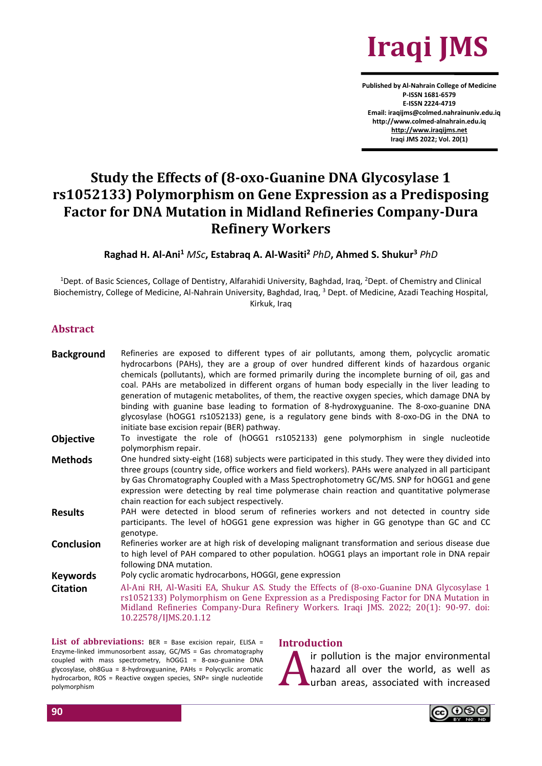# Study the Effects of (8-oxo-Guanine DNA Glycosylase 1 rs1052133) Polymorphism on Gene Expression as a Predisposing Factor for DNA Mutation in Midland Refineries Company-Dura Refinery Workers

**Raghad H. Al-Ani[1]** *MSc*, **Estabraq A. Al-Wasiti[2]** *PhD*, **Ahmed S. Shukur[3]** *PhD*

[1]Dept. of Basic Sciences, Collage of Dentistry, Alfarahidi University, Baghdad, Iraq, [2]Dept. of Chemistry and Clinical Biochemistry, College of Medicine, Al-Nahrain University, Baghdad, Iraq, [3] Dept. of Medicine, Azadi Teaching Hospital, Kirkuk, Iraq

## Abstract

**Background** Refineries are exposed to different types of air pollutants, among them, polycyclic aromatic hydrocarbons (PAHs), they are a group of over hundred different kinds of hazardous organic chemicals (pollutants), which are formed primarily during the incomplete burning of oil, gas and coal. PAHs are metabolized in different organs of human body especially in the liver leading to generation of mutagenic metabolites, of them, the reactive oxygen species, which damage DNA by binding with guanine base leading to formation of 8-hydroxyguanine. The 8-oxo-guanine DNA glycosylase (hOGG1 rs1052133) gene, is a regulatory gene binds with 8-oxo-DG in the DNA to initiate base excision repair (BER) pathway.

**Objective** To investigate the role of (hOGG1 rs1052133) gene polymorphism in single nucleotide polymorphism repair.

**Methods** One hundred sixty-eight (168) subjects were participated in this study. They were they divided into three groups (country side, office workers and field workers). PAHs were analyzed in all participant by Gas Chromatography Coupled with a Mass Spectrophotometry GC/MS. SNP for hOGG1 and gene expression were detecting by real time polymerase chain reaction and quantitative polymerase chain reaction for each subject respectively.

**Results** PAH were detected in blood serum of refineries workers and not detected in country side participants. The level of hOGG1 gene expression was higher in GG genotype than GC and CC genotype.

**Conclusion** Refineries worker are at high risk of developing malignant transformation and serious disease due to high level of PAH compared to other population. hOGG1 plays an important role in DNA repair following DNA mutation.

**Keywords** Poly cyclic aromatic hydrocarbons, HOGGI, gene expression

**Citation** Al-Ani RH, Al-Wasiti EA, Shukur AS. Study the Effects of (8-oxo-Guanine DNA Glycosylase 1 rs1052133) Polymorphism on Gene Expression as a Predisposing Factor for DNA Mutation in Midland Refineries Company-Dura Refinery Workers. Iraqi JMS. 2022; 20(1): 90-97. doi: 10.22578/IJMS.20.1.12

**List of abbreviations:** BER = Base excision repair, ELISA = Enzyme-linked immunosorbent assay, GC/MS = Gas chromatography coupled with mass spectrometry, hOGG1 = 8-oxo-guanine DNA glycosylase, oh8Gua = 8-hydroxyguanine, PAHs = Polycyclic aromatic hydrocarbon, ROS = Reactive oxygen species, SNP= single nucleotide polymorphism

## Introduction

Air pollution is the major environmental hazard all over the world, as well as urban areas, associated with increased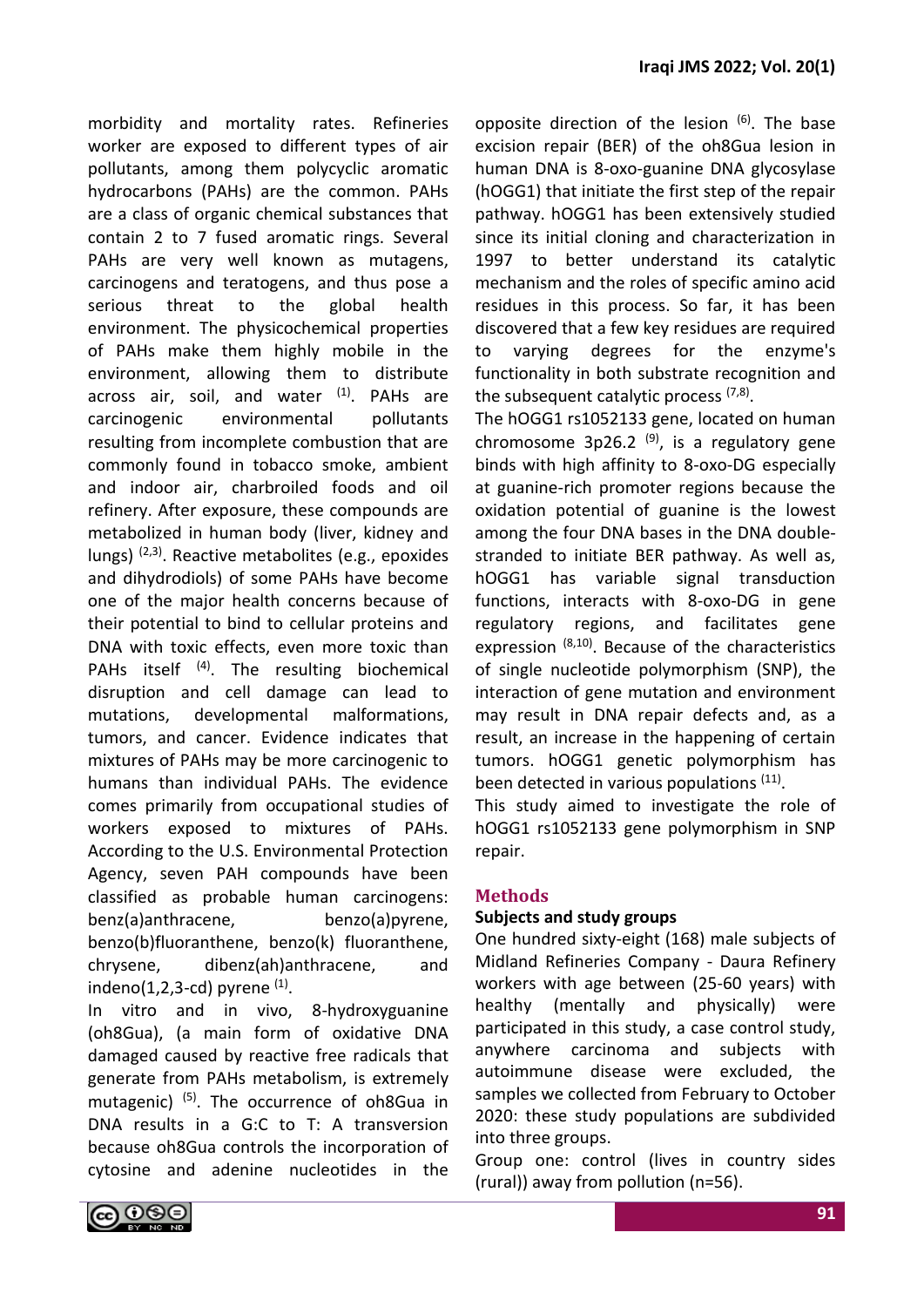morbidity and mortality rates. Refineries worker are exposed to different types of air pollutants, among them polycyclic aromatic hydrocarbons (PAHs) are the common. PAHs are a class of organic chemical substances that contain 2 to 7 fused aromatic rings. Several PAHs are very well known as mutagens, carcinogens and teratogens, and thus pose a serious threat to the global health environment. The physicochemical properties of PAHs make them highly mobile in the environment, allowing them to distribute across air, soil, and water [1]. PAHs are carcinogenic environmental pollutants resulting from incomplete combustion that are commonly found in tobacco smoke, ambient and indoor air, charbroiled foods and oil refinery. After exposure, these compounds are metabolized in human body (liver, kidney and lungs) [2,3]. Reactive metabolites (e.g., epoxides and dihydrodiols) of some PAHs have become one of the major health concerns because of their potential to bind to cellular proteins and DNA with toxic effects, even more toxic than PAHs itself [4]. The resulting biochemical disruption and cell damage can lead to mutations, developmental malformations, tumors, and cancer. Evidence indicates that mixtures of PAHs may be more carcinogenic to humans than individual PAHs. The evidence comes primarily from occupational studies of workers exposed to mixtures of PAHs. According to the U.S. Environmental Protection Agency, seven PAH compounds have been classified as probable human carcinogens: benz(a)anthracene, benzo(a)pyrene, benzo(b)fluoranthene, benzo(k) fluoranthene, chrysene, dibenz(ah)anthracene, and indeno(1,2,3-cd) pyrene [1].

In vitro and in vivo, 8-hydroxyguanine (oh8Gua), (a main form of oxidative DNA damaged caused by reactive free radicals that generate from PAHs metabolism, is extremely mutagenic) [5]. The occurrence of oh8Gua in DNA results in a G:C to T: A transversion because oh8Gua controls the incorporation of cytosine and adenine nucleotides in the opposite direction of the lesion [6]. The base excision repair (BER) of the oh8Gua lesion in human DNA is 8-oxo-guanine DNA glycosylase (hOGG1) that initiate the first step of the repair pathway. hOGG1 has been extensively studied since its initial cloning and characterization in 1997 to better understand its catalytic mechanism and the roles of specific amino acid residues in this process. So far, it has been discovered that a few key residues are required to varying degrees for the enzyme's functionality in both substrate recognition and the subsequent catalytic process [7,8].

The hOGG1 rs1052133 gene, located on human chromosome 3p26.2 [9], is a regulatory gene binds with high affinity to 8-oxo-DG especially at guanine-rich promoter regions because the oxidation potential of guanine is the lowest among the four DNA bases in the DNA double-stranded to initiate BER pathway. As well as, hOGG1 has variable signal transduction functions, interacts with 8-oxo-DG in gene regulatory regions, and facilitates gene expression [8,10]. Because of the characteristics of single nucleotide polymorphism (SNP), the interaction of gene mutation and environment may result in DNA repair defects and, as a result, an increase in the happening of certain tumors. hOGG1 genetic polymorphism has been detected in various populations [11].

This study aimed to investigate the role of hOGG1 rs1052133 gene polymorphism in SNP repair.

## Methods

### Subjects and study groups

One hundred sixty-eight (168) male subjects of Midland Refineries Company - Daura Refinery workers with age between (25-60 years) with healthy (mentally and physically) were participated in this study, a case control study, anywhere carcinoma and subjects with autoimmune disease were excluded, the samples we collected from February to October 2020: these study populations are subdivided into three groups.

Group one: control (lives in country sides (rural)) away from pollution (n=56).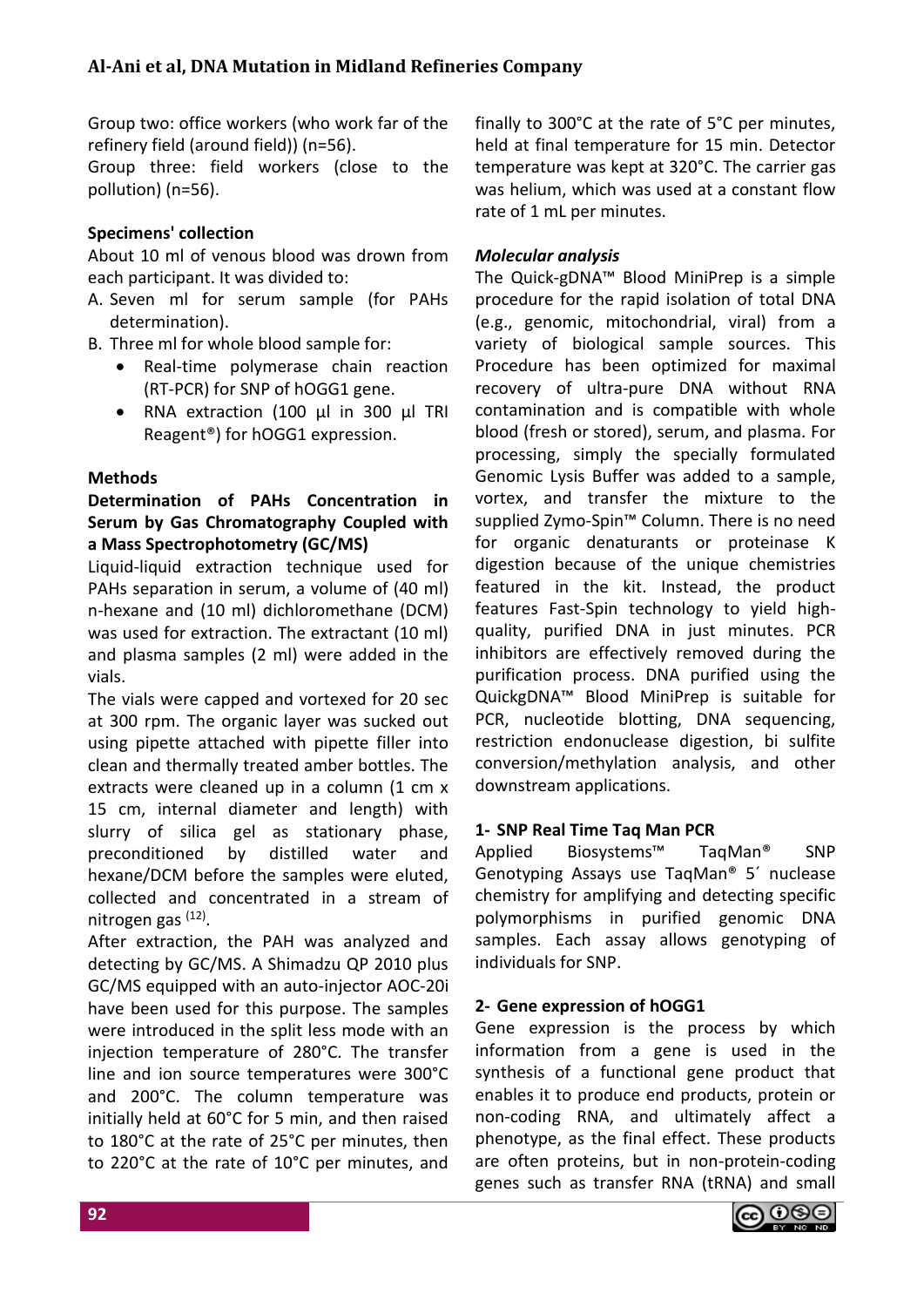Group two: office workers (who work far of the refinery field (around field)) (n=56).
Group three: field workers (close to the pollution) (n=56).

**Specimens' collection**

About 10 ml of venous blood was drown from each participant. It was divided to:

A. Seven ml for serum sample (for PAHs determination).
B. Three ml for whole blood sample for:
    - Real-time polymerase chain reaction (RT-PCR) for SNP of hOGG1 gene.
    - RNA extraction (100 µl in 300 µl TRI Reagent®) for hOGG1 expression.

**Methods**

**Determination of PAHs Concentration in Serum by Gas Chromatography Coupled with a Mass Spectrophotometry (GC/MS)**

Liquid-liquid extraction technique used for PAHs separation in serum, a volume of (40 ml) n-hexane and (10 ml) dichloromethane (DCM) was used for extraction. The extractant (10 ml) and plasma samples (2 ml) were added in the vials.

The vials were capped and vortexed for 20 sec at 300 rpm. The organic layer was sucked out using pipette attached with pipette filler into clean and thermally treated amber bottles. The extracts were cleaned up in a column (1 cm x 15 cm, internal diameter and length) with slurry of silica gel as stationary phase, preconditioned by distilled water and hexane/DCM before the samples were eluted, collected and concentrated in a stream of nitrogen gas [12].

After extraction, the PAH was analyzed and detecting by GC/MS. A Shimadzu QP 2010 plus GC/MS equipped with an auto-injector AOC-20i have been used for this purpose. The samples were introduced in the split less mode with an injection temperature of 280°C. The transfer line and ion source temperatures were 300°C and 200°C. The column temperature was initially held at 60°C for 5 min, and then raised to 180°C at the rate of 25°C per minutes, then to 220°C at the rate of 10°C per minutes, and finally to 300°C at the rate of 5°C per minutes, held at final temperature for 15 min. Detector temperature was kept at 320°C. The carrier gas was helium, which was used at a constant flow rate of 1 mL per minutes.

***Molecular analysis***

The Quick-gDNA™ Blood MiniPrep is a simple procedure for the rapid isolation of total DNA (e.g., genomic, mitochondrial, viral) from a variety of biological sample sources. This Procedure has been optimized for maximal recovery of ultra-pure DNA without RNA contamination and is compatible with whole blood (fresh or stored), serum, and plasma. For processing, simply the specially formulated Genomic Lysis Buffer was added to a sample, vortex, and transfer the mixture to the supplied Zymo-Spin™ Column. There is no need for organic denaturants or proteinase K digestion because of the unique chemistries featured in the kit. Instead, the product features Fast-Spin technology to yield high-quality, purified DNA in just minutes. PCR inhibitors are effectively removed during the purification process. DNA purified using the QuickgDNA™ Blood MiniPrep is suitable for PCR, nucleotide blotting, DNA sequencing, restriction endonuclease digestion, bi sulfite conversion/methylation analysis, and other downstream applications.

**1- SNP Real Time Taq Man PCR**

Applied Biosystems™ TaqMan® SNP Genotyping Assays use TaqMan® 5´ nuclease chemistry for amplifying and detecting specific polymorphisms in purified genomic DNA samples. Each assay allows genotyping of individuals for SNP.

**2- Gene expression of hOGG1**

Gene expression is the process by which information from a gene is used in the synthesis of a functional gene product that enables it to produce end products, protein or non-coding RNA, and ultimately affect a phenotype, as the final effect. These products are often proteins, but in non-protein-coding genes such as transfer RNA (tRNA) and small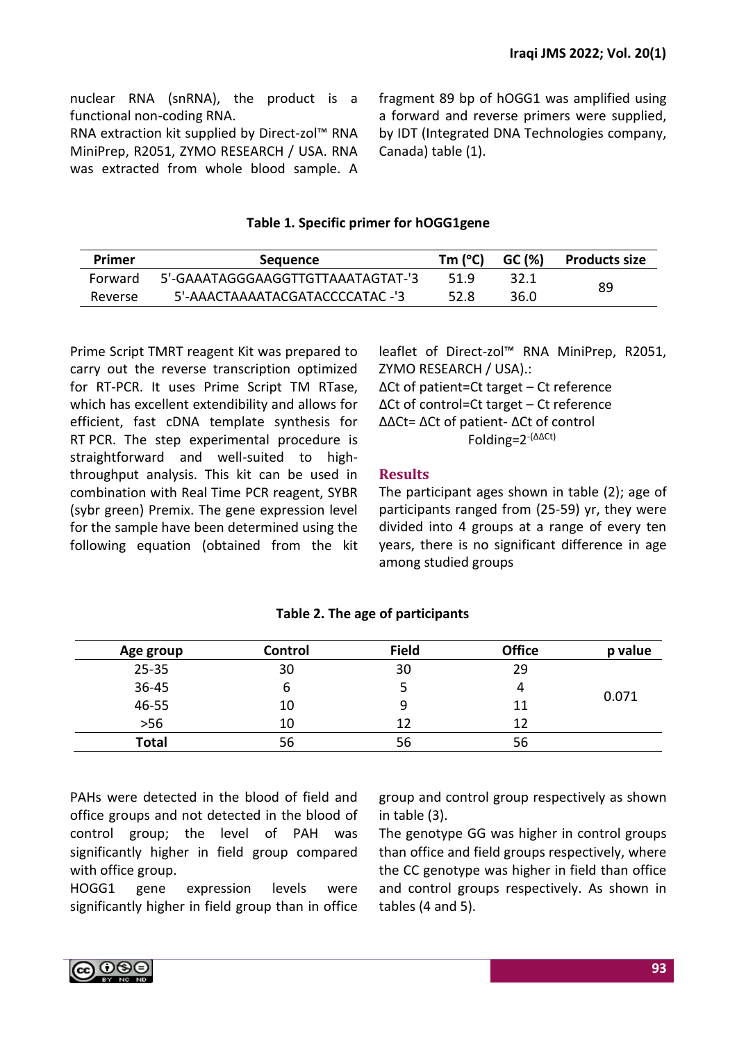nuclear RNA (snRNA), the product is a functional non-coding RNA.

RNA extraction kit supplied by Direct-zol™ RNA MiniPrep, R2051, ZYMO RESEARCH / USA. RNA was extracted from whole blood sample. A fragment 89 bp of hOGG1 was amplified using a forward and reverse primers were supplied, by IDT (Integrated DNA Technologies company, Canada) table (1).

**Table 1. Specific primer for hOGG1gene**

| Primer | Sequence | Tm (°C) | GC (%) | Products size |
|---|---|---|---|---|
| Forward | 5'-GAAATAGGGAAGGTTGTTAAATAGTAT-'3 | 51.9 | 32.1 | 89 |
| Reverse | 5'-AAACTAAAATACGATACCCCATAC -'3 | 52.8 | 36.0 | |

Prime Script TMRT reagent Kit was prepared to carry out the reverse transcription optimized for RT-PCR. It uses Prime Script TM RTase, which has excellent extendibility and allows for efficient, fast cDNA template synthesis for RT PCR. The step experimental procedure is straightforward and well-suited to high-throughput analysis. This kit can be used in combination with Real Time PCR reagent, SYBR (sybr green) Premix. The gene expression level for the sample have been determined using the following equation (obtained from the kit leaflet of Direct-zol™ RNA MiniPrep, R2051, ZYMO RESEARCH / USA).:

$\Delta Ct$ of patient=Ct target – Ct reference

$\Delta Ct$ of control=Ct target – Ct reference

$\Delta\Delta Ct$= $\Delta Ct$ of patient- $\Delta Ct$ of control

$$\text{Folding}=2^{-(\Delta\Delta Ct)}$$

## Results

The participant ages shown in table (2); age of participants ranged from (25-59) yr, they were divided into 4 groups at a range of every ten years, there is no significant difference in age among studied groups

**Table 2. The age of participants**

| Age group | Control | Field | Office | p value |
|---|---|---|---|---|
| 25-35 | 30 | 30 | 29 | 0.071 |
| 36-45 | 6 | 5 | 4 | |
| 46-55 | 10 | 9 | 11 | |
| >56 | 10 | 12 | 12 | |
| **Total** | 56 | 56 | 56 | |

PAHs were detected in the blood of field and office groups and not detected in the blood of control group; the level of PAH was significantly higher in field group compared with office group.

HOGG1 gene expression levels were significantly higher in field group than in office group and control group respectively as shown in table (3).

The genotype GG was higher in control groups than office and field groups respectively, where the CC genotype was higher in field than office and control groups respectively. As shown in tables (4 and 5).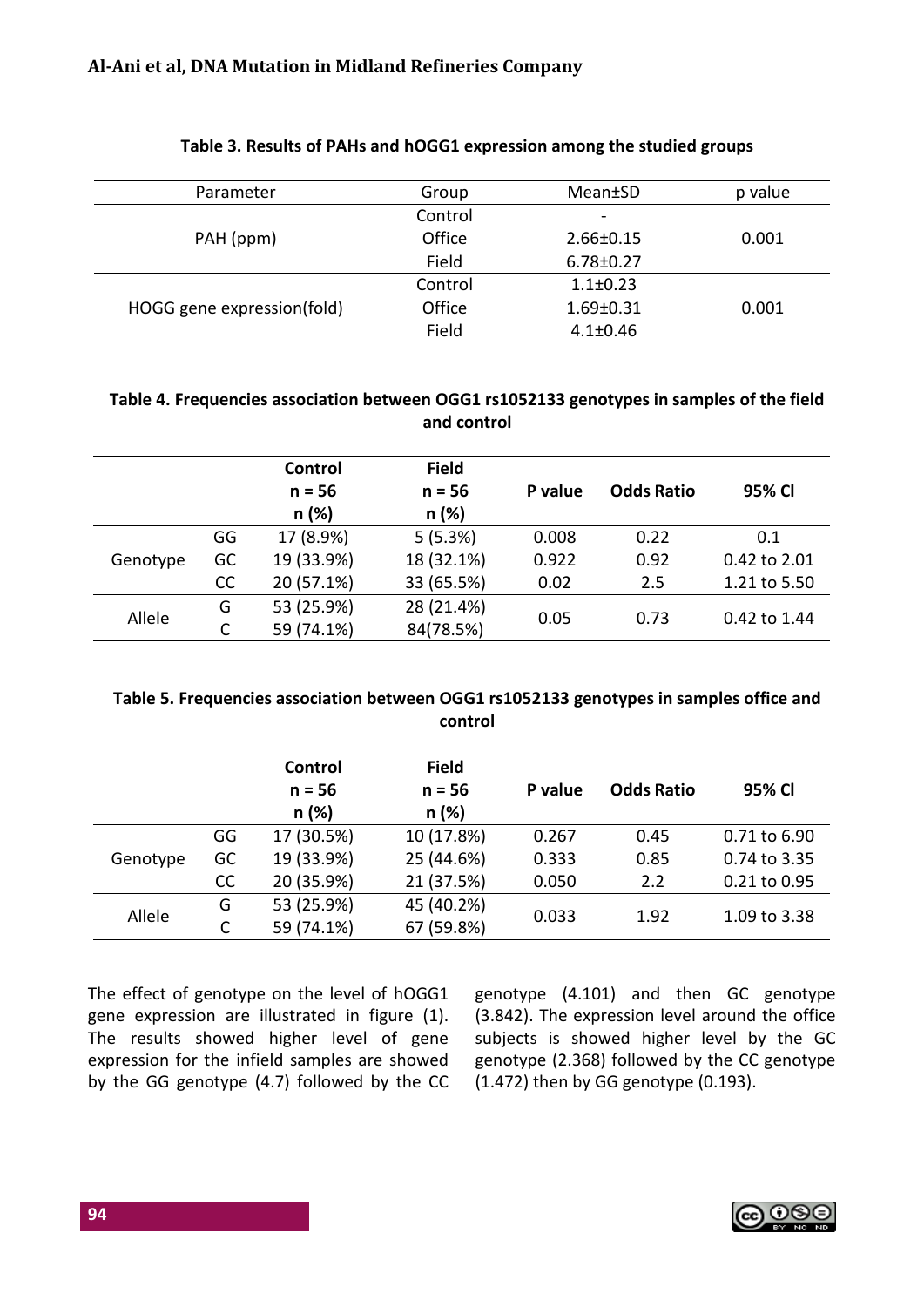**Table 3. Results of PAHs and hOGG1 expression among the studied groups**

| Parameter | Group | Mean±SD | p value |
|---|---|---|---|
| PAH (ppm) | Control | - | 0.001 |
| | Office | 2.66±0.15 | |
| | Field | 6.78±0.27 | |
| HOGG gene expression(fold) | Control | 1.1±0.23 | 0.001 |
| | Office | 1.69±0.31 | |
| | Field | 4.1±0.46 | |

**Table 4. Frequencies association between OGG1 rs1052133 genotypes in samples of the field and control**

| | | Control n = 56 n (%) | Field n = 56 n (%) | P value | Odds Ratio | 95% CI |
|---|---|---|---|---|---|---|
| Genotype | GG | 17 (8.9%) | 5 (5.3%) | 0.008 | 0.22 | 0.1 |
| | GC | 19 (33.9%) | 18 (32.1%) | 0.922 | 0.92 | 0.42 to 2.01 |
| | CC | 20 (57.1%) | 33 (65.5%) | 0.02 | 2.5 | 1.21 to 5.50 |
| Allele | G | 53 (25.9%) | 28 (21.4%) | 0.05 | 0.73 | 0.42 to 1.44 |
| | C | 59 (74.1%) | 84(78.5%) | | | |

**Table 5. Frequencies association between OGG1 rs1052133 genotypes in samples office and control**

| | | Control n = 56 n (%) | Field n = 56 n (%) | P value | Odds Ratio | 95% CI |
|---|---|---|---|---|---|---|
| Genotype | GG | 17 (30.5%) | 10 (17.8%) | 0.267 | 0.45 | 0.71 to 6.90 |
| | GC | 19 (33.9%) | 25 (44.6%) | 0.333 | 0.85 | 0.74 to 3.35 |
| | CC | 20 (35.9%) | 21 (37.5%) | 0.050 | 2.2 | 0.21 to 0.95 |
| Allele | G | 53 (25.9%) | 45 (40.2%) | 0.033 | 1.92 | 1.09 to 3.38 |
| | C | 59 (74.1%) | 67 (59.8%) | | | |

The effect of genotype on the level of hOGG1 gene expression are illustrated in figure (1). The results showed higher level of gene expression for the infield samples are showed by the GG genotype (4.7) followed by the CC genotype (4.101) and then GC genotype (3.842). The expression level around the office subjects is showed higher level by the GC genotype (2.368) followed by the CC genotype (1.472) then by GG genotype (0.193).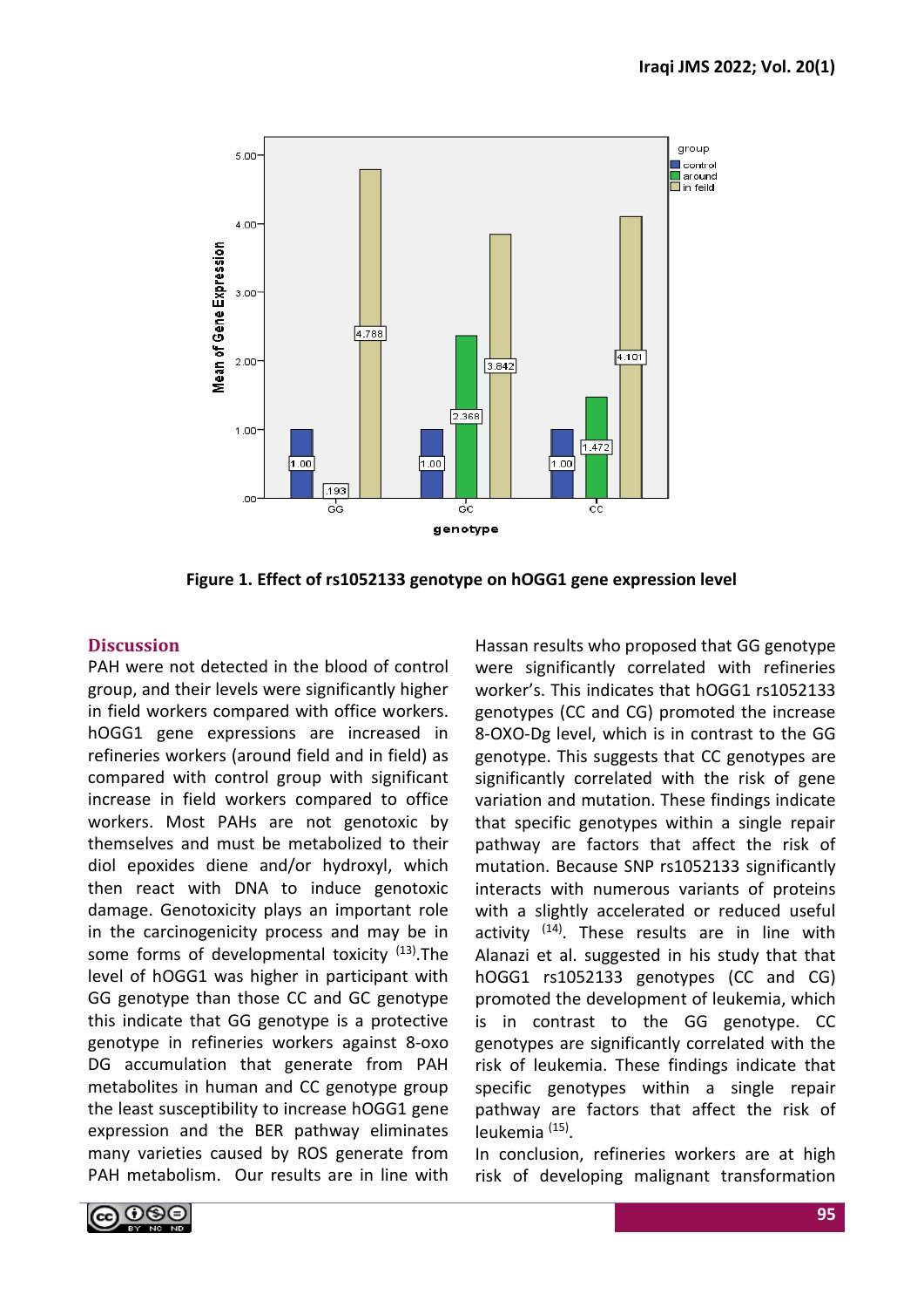**Figure 1. Effect of rs1052133 genotype on hOGG1 gene expression level**

## Discussion

PAH were not detected in the blood of control group, and their levels were significantly higher in field workers compared with office workers. hOGG1 gene expressions are increased in refineries workers (around field and in field) as compared with control group with significant increase in field workers compared to office workers. Most PAHs are not genotoxic by themselves and must be metabolized to their diol epoxides diene and/or hydroxyl, which then react with DNA to induce genotoxic damage. Genotoxicity plays an important role in the carcinogenicity process and may be in some forms of developmental toxicity [13].The level of hOGG1 was higher in participant with GG genotype than those CC and GC genotype this indicate that GG genotype is a protective genotype in refineries workers against 8-oxo DG accumulation that generate from PAH metabolites in human and CC genotype group the least susceptibility to increase hOGG1 gene expression and the BER pathway eliminates many varieties caused by ROS generate from PAH metabolism. Our results are in line with Hassan results who proposed that GG genotype were significantly correlated with refineries worker's. This indicates that hOGG1 rs1052133 genotypes (CC and CG) promoted the increase 8-OXO-Dg level, which is in contrast to the GG genotype. This suggests that CC genotypes are significantly correlated with the risk of gene variation and mutation. These findings indicate that specific genotypes within a single repair pathway are factors that affect the risk of mutation. Because SNP rs1052133 significantly interacts with numerous variants of proteins with a slightly accelerated or reduced useful activity [14]. These results are in line with Alanazi et al. suggested in his study that that hOGG1 rs1052133 genotypes (CC and CG) promoted the development of leukemia, which is in contrast to the GG genotype. CC genotypes are significantly correlated with the risk of leukemia. These findings indicate that specific genotypes within a single repair pathway are factors that affect the risk of leukemia [15].

In conclusion, refineries workers are at high risk of developing malignant transformation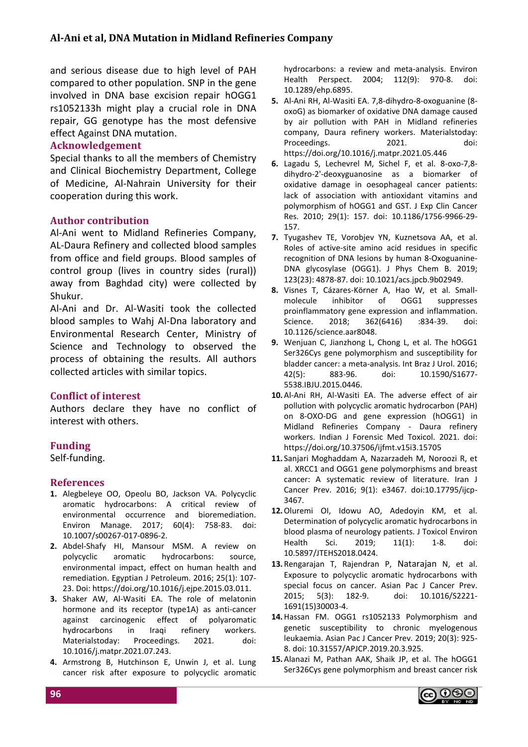and serious disease due to high level of PAH compared to other population. SNP in the gene involved in DNA base excision repair hOGG1 rs1052133h might play a crucial role in DNA repair, GG genotype has the most defensive effect Against DNA mutation.

## Acknowledgement

Special thanks to all the members of Chemistry and Clinical Biochemistry Department, College of Medicine, Al-Nahrain University for their cooperation during this work.

## Author contribution

Al-Ani went to Midland Refineries Company, AL-Daura Refinery and collected blood samples from office and field groups. Blood samples of control group (lives in country sides (rural)) away from Baghdad city) were collected by Shukur.

Al-Ani and Dr. Al-Wasiti took the collected blood samples to Wahj Al-Dna laboratory and Environmental Research Center, Ministry of Science and Technology to observed the process of obtaining the results. All authors collected articles with similar topics.

## Conflict of interest

Authors declare they have no conflict of interest with others.

## Funding

Self-funding.

## References

1. Alegbeleye OO, Opeolu BO, Jackson VA. Polycyclic aromatic hydrocarbons: A critical review of environmental occurrence and bioremediation. Environ Manage. 2017; 60(4): 758-83. doi: 10.1007/s00267-017-0896-2.
2. Abdel-Shafy HI, Mansour MSM. A review on polycyclic aromatic hydrocarbons: source, environmental impact, effect on human health and remediation. Egyptian J Petroleum. 2016; 25(1): 107-23. Doi: https://doi.org/10.1016/j.ejpe.2015.03.011.
3. Shaker AW, Al-Wasiti EA. The role of melatonin hormone and its receptor (type1A) as anti-cancer against carcinogenic effect of polyaromatic hydrocarbons in Iraqi refinery workers. Materialstoday: Proceedings. 2021. doi: 10.1016/j.matpr.2021.07.243.
4. Armstrong B, Hutchinson E, Unwin J, et al. Lung cancer risk after exposure to polycyclic aromatic hydrocarbons: a review and meta-analysis. Environ Health Perspect. 2004; 112(9): 970-8. doi: 10.1289/ehp.6895.
5. Al-Ani RH, Al-Wasiti EA. 7,8-dihydro-8-oxoguanine (8-oxoG) as biomarker of oxidative DNA damage caused by air pollution with PAH in Midland refineries company, Daura refinery workers. Materialstoday: Proceedings. 2021. doi: https://doi.org/10.1016/j.matpr.2021.05.446
6. Lagadu S, Lechevrel M, Sichel F, et al. 8-oxo-7,8-dihydro-2'-deoxyguanosine as a biomarker of oxidative damage in oesophageal cancer patients: lack of association with antioxidant vitamins and polymorphism of hOGG1 and GST. J Exp Clin Cancer Res. 2010; 29(1): 157. doi: 10.1186/1756-9966-29-157.
7. Tyugashev TE, Vorobjev YN, Kuznetsova AA, et al. Roles of active-site amino acid residues in specific recognition of DNA lesions by human 8-Oxoguanine-DNA glycosylase (OGG1). J Phys Chem B. 2019; 123(23): 4878-87. doi: 10.1021/acs.jpcb.9b02949.
8. Visnes T, Cázares-Körner A, Hao W, et al. Small-molecule inhibitor of OGG1 suppresses proinflammatory gene expression and inflammation. Science. 2018; 362(6416) :834-39. doi: 10.1126/science.aar8048.
9. Wenjuan C, Jianzhong L, Chong L, et al. The hOGG1 Ser326Cys gene polymorphism and susceptibility for bladder cancer: a meta-analysis. Int Braz J Urol. 2016; 42(5): 883-96. doi: 10.1590/S1677-5538.IBJU.2015.0446.
10. Al-Ani RH, Al-Wasiti EA. The adverse effect of air pollution with polycyclic aromatic hydrocarbon (PAH) on 8-OXO-DG and gene expression (hOGG1) in Midland Refineries Company - Daura refinery workers. Indian J Forensic Med Toxicol. 2021. doi: https://doi.org/10.37506/ijfmt.v15i3.15705
11. Sanjari Moghaddam A, Nazarzadeh M, Noroozi R, et al. XRCC1 and OGG1 gene polymorphisms and breast cancer: A systematic review of literature. Iran J Cancer Prev. 2016; 9(1): e3467. doi:10.17795/ijcp-3467.
12. Oluremi OI, Idowu AO, Adedoyin KM, et al. Determination of polycyclic aromatic hydrocarbons in blood plasma of neurology patients. J Toxicol Environ Health Sci. 2019; 11(1): 1-8. doi: 10.5897/JTEHS2018.0424.
13. Rengarajan T, Rajendran P, Natarajan N, et al. Exposure to polycyclic aromatic hydrocarbons with special focus on cancer. Asian Pac J Cancer Prev. 2015; 5(3): 182-9. doi: 10.1016/S2221-1691(15)30003-4.
14. Hassan FM. OGG1 rs1052133 Polymorphism and genetic susceptibility to chronic myelogenous leukaemia. Asian Pac J Cancer Prev. 2019; 20(3): 925-8. doi: 10.31557/APJCP.2019.20.3.925.
15. Alanazi M, Pathan AAK, Shaik JP, et al. The hOGG1 Ser326Cys gene polymorphism and breast cancer risk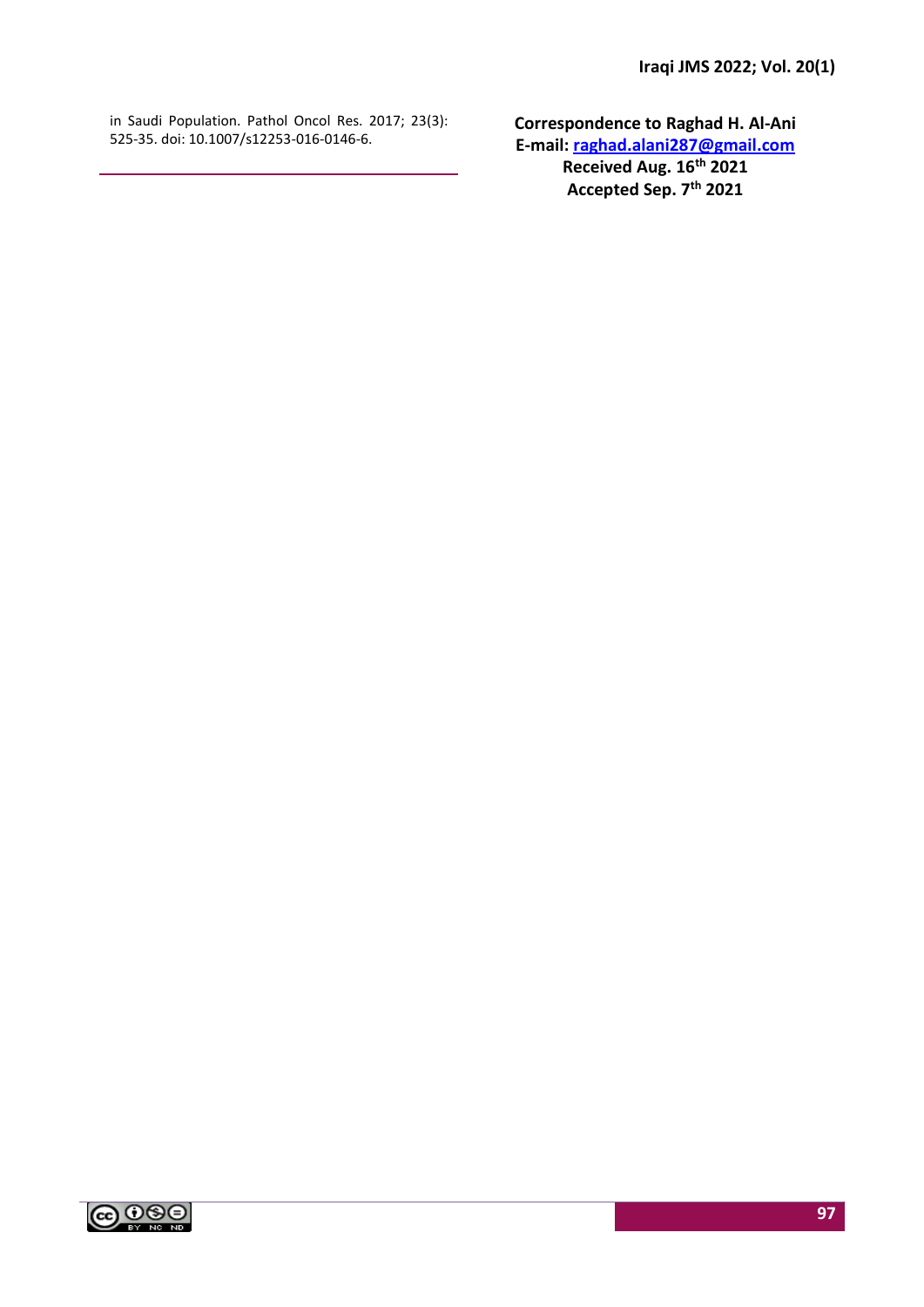in Saudi Population. Pathol Oncol Res. 2017; 23(3): 525-35. doi: 10.1007/s12253-016-0146-6.

**Correspondence to Raghad H. Al-Ani**
**E-mail: raghad.alani287@gmail.com**
**Received Aug. 16th 2021**
**Accepted Sep. 7th 2021**